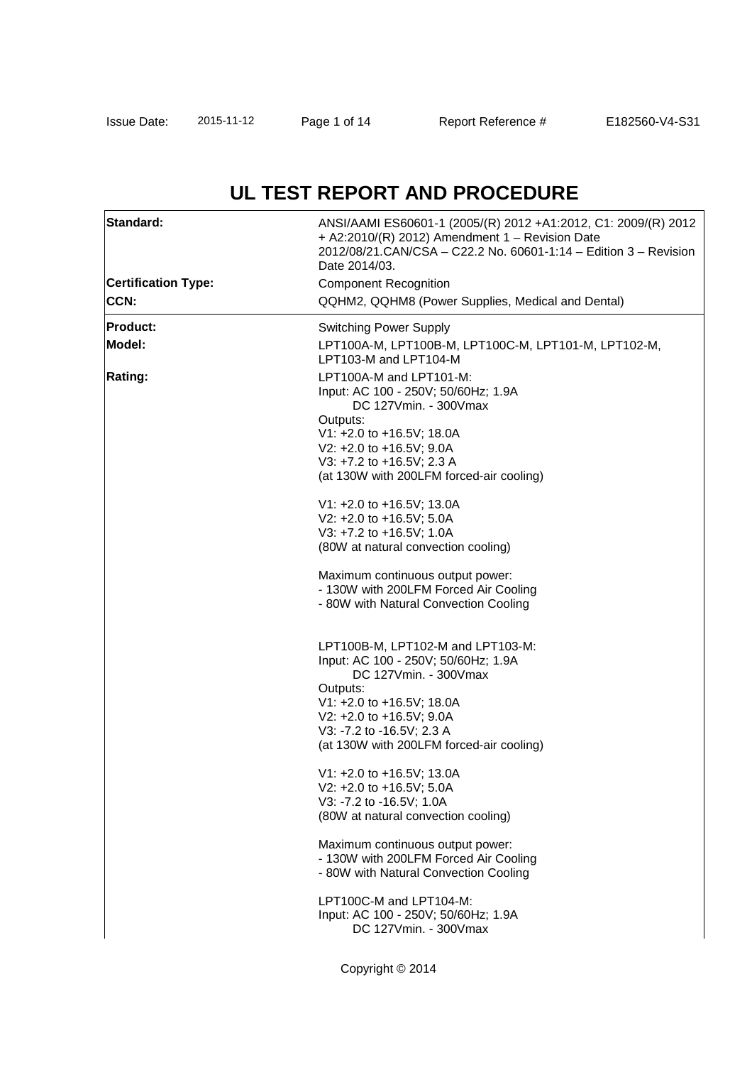# UL TEST REPORT AND PROCEDURE

| | |
|---|---|
| **Standard:** | ANSI/AAMI ES60601-1 (2005/(R) 2012 +A1:2012, C1: 2009/(R) 2012 + A2:2010/(R) 2012) Amendment 1 – Revision Date 2012/08/21.CAN/CSA – C22.2 No. 60601-1:14 – Edition 3 – Revision Date 2014/03. |
| **Certification Type:** | Component Recognition |
| **CCN:** | QQHM2, QQHM8 (Power Supplies, Medical and Dental) |
| **Product:** | Switching Power Supply |
| **Model:** | LPT100A-M, LPT100B-M, LPT100C-M, LPT101-M, LPT102-M, LPT103-M and LPT104-M |
| **Rating:** | LPT100A-M and LPT101-M:<br>Input: AC 100 - 250V; 50/60Hz; 1.9A<br>DC 127Vmin. - 300Vmax<br>Outputs:<br>V1: +2.0 to +16.5V; 18.0A<br>V2: +2.0 to +16.5V; 9.0A<br>V3: +7.2 to +16.5V; 2.3 A<br>(at 130W with 200LFM forced-air cooling)<br><br>V1: +2.0 to +16.5V; 13.0A<br>V2: +2.0 to +16.5V; 5.0A<br>V3: +7.2 to +16.5V; 1.0A<br>(80W at natural convection cooling)<br><br>Maximum continuous output power:<br>- 130W with 200LFM Forced Air Cooling<br>- 80W with Natural Convection Cooling<br><br>LPT100B-M, LPT102-M and LPT103-M:<br>Input: AC 100 - 250V; 50/60Hz; 1.9A<br>DC 127Vmin. - 300Vmax<br>Outputs:<br>V1: +2.0 to +16.5V; 18.0A<br>V2: +2.0 to +16.5V; 9.0A<br>V3: -7.2 to -16.5V; 2.3 A<br>(at 130W with 200LFM forced-air cooling)<br><br>V1: +2.0 to +16.5V; 13.0A<br>V2: +2.0 to +16.5V; 5.0A<br>V3: -7.2 to -16.5V; 1.0A<br>(80W at natural convection cooling)<br><br>Maximum continuous output power:<br>- 130W with 200LFM Forced Air Cooling<br>- 80W with Natural Convection Cooling<br><br>LPT100C-M and LPT104-M:<br>Input: AC 100 - 250V; 50/60Hz; 1.9A<br>DC 127Vmin. - 300Vmax |

Copyright © 2014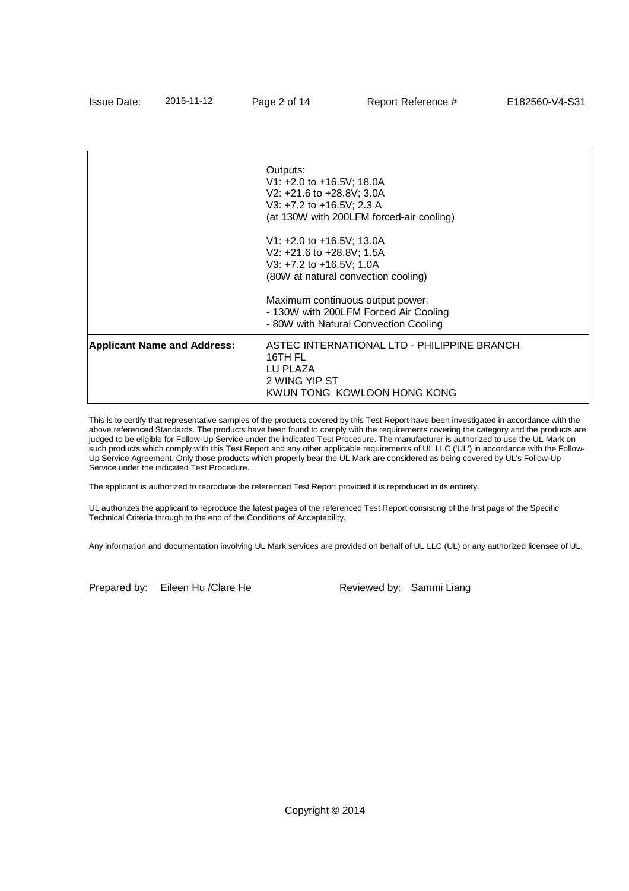| | |
|---|---|
| | Outputs:<br>V1: +2.0 to +16.5V; 18.0A<br>V2: +21.6 to +28.8V; 3.0A<br>V3: +7.2 to +16.5V; 2.3 A<br>(at 130W with 200LFM forced-air cooling)<br><br>V1: +2.0 to +16.5V; 13.0A<br>V2: +21.6 to +28.8V; 1.5A<br>V3: +7.2 to +16.5V; 1.0A<br>(80W at natural convection cooling)<br><br>Maximum continuous output power:<br>- 130W with 200LFM Forced Air Cooling<br>- 80W with Natural Convection Cooling |
| **Applicant Name and Address:** | ASTEC INTERNATIONAL LTD - PHILIPPINE BRANCH<br>16TH FL<br>LU PLAZA<br>2 WING YIP ST<br>KWUN TONG KOWLOON HONG KONG |

This is to certify that representative samples of the products covered by this Test Report have been investigated in accordance with the above referenced Standards. The products have been found to comply with the requirements covering the category and the products are judged to be eligible for Follow-Up Service under the indicated Test Procedure. The manufacturer is authorized to use the UL Mark on such products which comply with this Test Report and any other applicable requirements of UL LLC ('UL') in accordance with the Follow-Up Service Agreement. Only those products which properly bear the UL Mark are considered as being covered by UL's Follow-Up Service under the indicated Test Procedure.

The applicant is authorized to reproduce the referenced Test Report provided it is reproduced in its entirety.

UL authorizes the applicant to reproduce the latest pages of the referenced Test Report consisting of the first page of the Specific Technical Criteria through to the end of the Conditions of Acceptability.

Any information and documentation involving UL Mark services are provided on behalf of UL LLC (UL) or any authorized licensee of UL.

Prepared by: Eileen Hu /Clare He     Reviewed by: Sammi Liang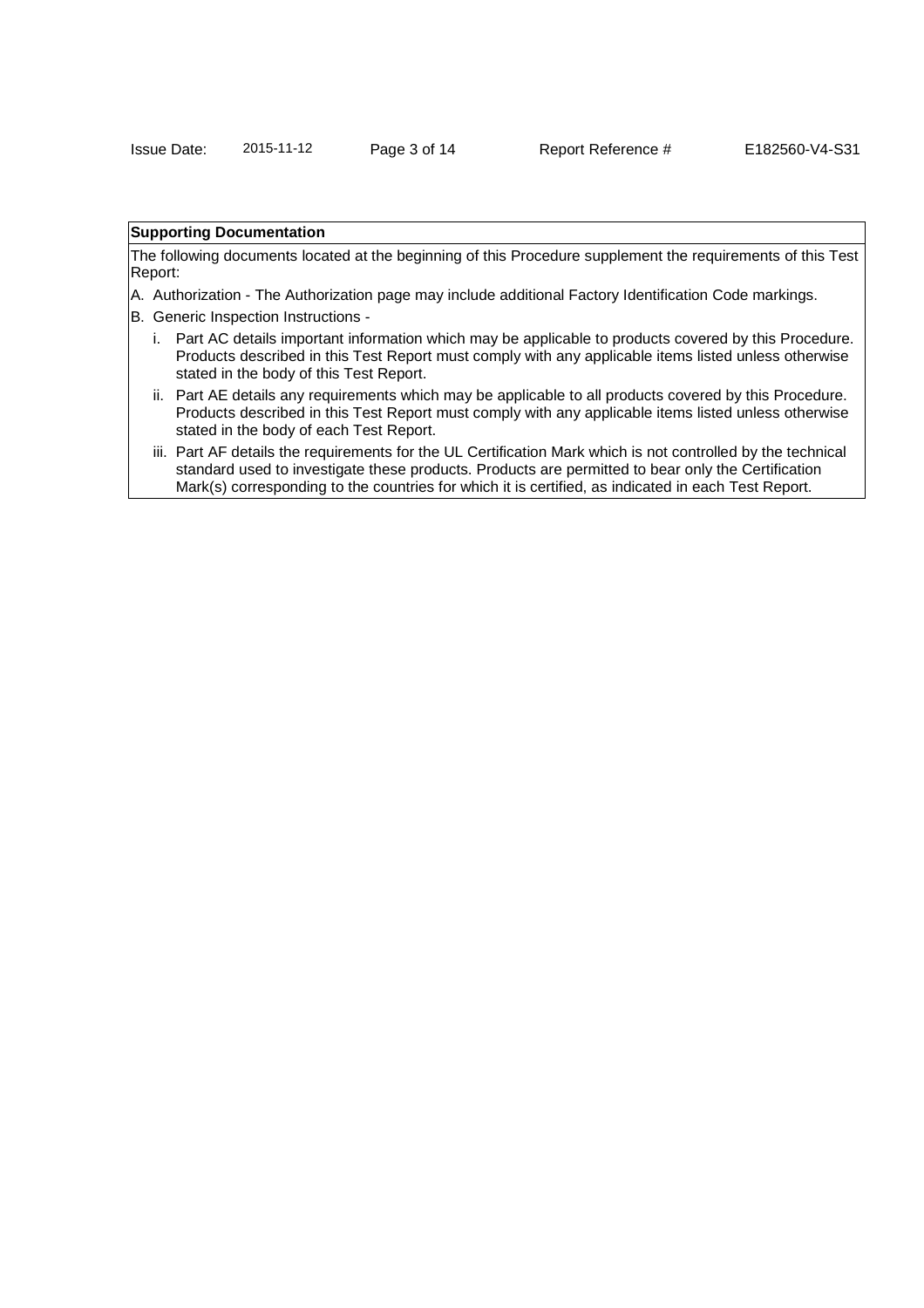**Supporting Documentation**

The following documents located at the beginning of this Procedure supplement the requirements of this Test Report:

A. Authorization - The Authorization page may include additional Factory Identification Code markings.

B. Generic Inspection Instructions -

   i. Part AC details important information which may be applicable to products covered by this Procedure. Products described in this Test Report must comply with any applicable items listed unless otherwise stated in the body of this Test Report.

   ii. Part AE details any requirements which may be applicable to all products covered by this Procedure. Products described in this Test Report must comply with any applicable items listed unless otherwise stated in the body of each Test Report.

   iii. Part AF details the requirements for the UL Certification Mark which is not controlled by the technical standard used to investigate these products. Products are permitted to bear only the Certification Mark(s) corresponding to the countries for which it is certified, as indicated in each Test Report.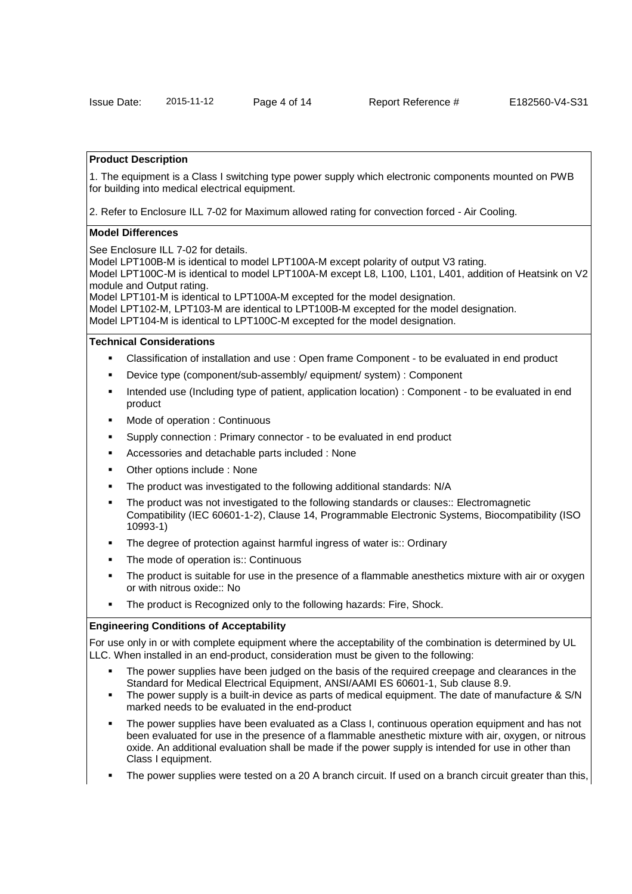**Product Description**

1. The equipment is a Class I switching type power supply which electronic components mounted on PWB for building into medical electrical equipment.

2. Refer to Enclosure ILL 7-02 for Maximum allowed rating for convection forced - Air Cooling.

**Model Differences**

See Enclosure ILL 7-02 for details.
Model LPT100B-M is identical to model LPT100A-M except polarity of output V3 rating.
Model LPT100C-M is identical to model LPT100A-M except L8, L100, L101, L401, addition of Heatsink on V2 module and Output rating.
Model LPT101-M is identical to LPT100A-M excepted for the model designation.
Model LPT102-M, LPT103-M are identical to LPT100B-M excepted for the model designation.
Model LPT104-M is identical to LPT100C-M excepted for the model designation.

**Technical Considerations**

- Classification of installation and use : Open frame Component - to be evaluated in end product
- Device type (component/sub-assembly/ equipment/ system) : Component
- Intended use (Including type of patient, application location) : Component - to be evaluated in end product
- Mode of operation : Continuous
- Supply connection : Primary connector - to be evaluated in end product
- Accessories and detachable parts included : None
- Other options include : None
- The product was investigated to the following additional standards: N/A
- The product was not investigated to the following standards or clauses:: Electromagnetic Compatibility (IEC 60601-1-2), Clause 14, Programmable Electronic Systems, Biocompatibility (ISO 10993-1)
- The degree of protection against harmful ingress of water is:: Ordinary
- The mode of operation is:: Continuous
- The product is suitable for use in the presence of a flammable anesthetics mixture with air or oxygen or with nitrous oxide:: No
- The product is Recognized only to the following hazards: Fire, Shock.

**Engineering Conditions of Acceptability**

For use only in or with complete equipment where the acceptability of the combination is determined by UL LLC. When installed in an end-product, consideration must be given to the following:

- The power supplies have been judged on the basis of the required creepage and clearances in the Standard for Medical Electrical Equipment, ANSI/AAMI ES 60601-1, Sub clause 8.9.
- The power supply is a built-in device as parts of medical equipment. The date of manufacture & S/N marked needs to be evaluated in the end-product
- The power supplies have been evaluated as a Class I, continuous operation equipment and has not been evaluated for use in the presence of a flammable anesthetic mixture with air, oxygen, or nitrous oxide. An additional evaluation shall be made if the power supply is intended for use in other than Class I equipment.
- The power supplies were tested on a 20 A branch circuit. If used on a branch circuit greater than this,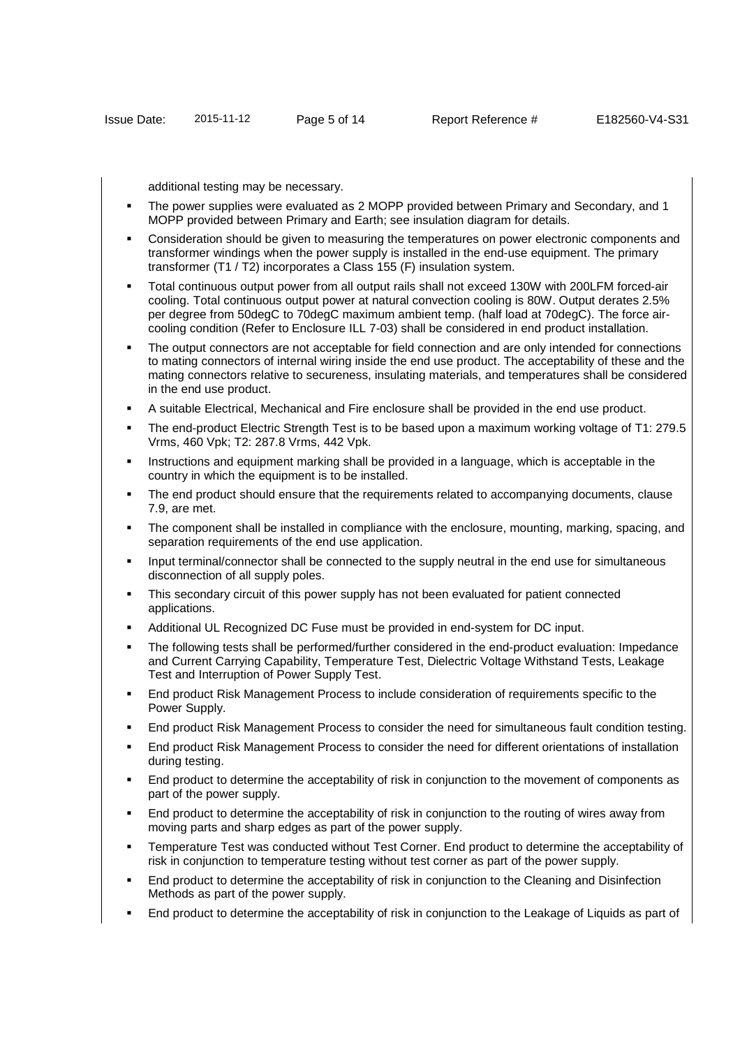additional testing may be necessary.

- The power supplies were evaluated as 2 MOPP provided between Primary and Secondary, and 1 MOPP provided between Primary and Earth; see insulation diagram for details.
- Consideration should be given to measuring the temperatures on power electronic components and transformer windings when the power supply is installed in the end-use equipment. The primary transformer (T1 / T2) incorporates a Class 155 (F) insulation system.
- Total continuous output power from all output rails shall not exceed 130W with 200LFM forced-air cooling. Total continuous output power at natural convection cooling is 80W. Output derates 2.5% per degree from 50degC to 70degC maximum ambient temp. (half load at 70degC). The force air-cooling condition (Refer to Enclosure ILL 7-03) shall be considered in end product installation.
- The output connectors are not acceptable for field connection and are only intended for connections to mating connectors of internal wiring inside the end use product. The acceptability of these and the mating connectors relative to secureness, insulating materials, and temperatures shall be considered in the end use product.
- A suitable Electrical, Mechanical and Fire enclosure shall be provided in the end use product.
- The end-product Electric Strength Test is to be based upon a maximum working voltage of T1: 279.5 Vrms, 460 Vpk; T2: 287.8 Vrms, 442 Vpk.
- Instructions and equipment marking shall be provided in a language, which is acceptable in the country in which the equipment is to be installed.
- The end product should ensure that the requirements related to accompanying documents, clause 7.9, are met.
- The component shall be installed in compliance with the enclosure, mounting, marking, spacing, and separation requirements of the end use application.
- Input terminal/connector shall be connected to the supply neutral in the end use for simultaneous disconnection of all supply poles.
- This secondary circuit of this power supply has not been evaluated for patient connected applications.
- Additional UL Recognized DC Fuse must be provided in end-system for DC input.
- The following tests shall be performed/further considered in the end-product evaluation: Impedance and Current Carrying Capability, Temperature Test, Dielectric Voltage Withstand Tests, Leakage Test and Interruption of Power Supply Test.
- End product Risk Management Process to include consideration of requirements specific to the Power Supply.
- End product Risk Management Process to consider the need for simultaneous fault condition testing.
- End product Risk Management Process to consider the need for different orientations of installation during testing.
- End product to determine the acceptability of risk in conjunction to the movement of components as part of the power supply.
- End product to determine the acceptability of risk in conjunction to the routing of wires away from moving parts and sharp edges as part of the power supply.
- Temperature Test was conducted without Test Corner. End product to determine the acceptability of risk in conjunction to temperature testing without test corner as part of the power supply.
- End product to determine the acceptability of risk in conjunction to the Cleaning and Disinfection Methods as part of the power supply.
- End product to determine the acceptability of risk in conjunction to the Leakage of Liquids as part of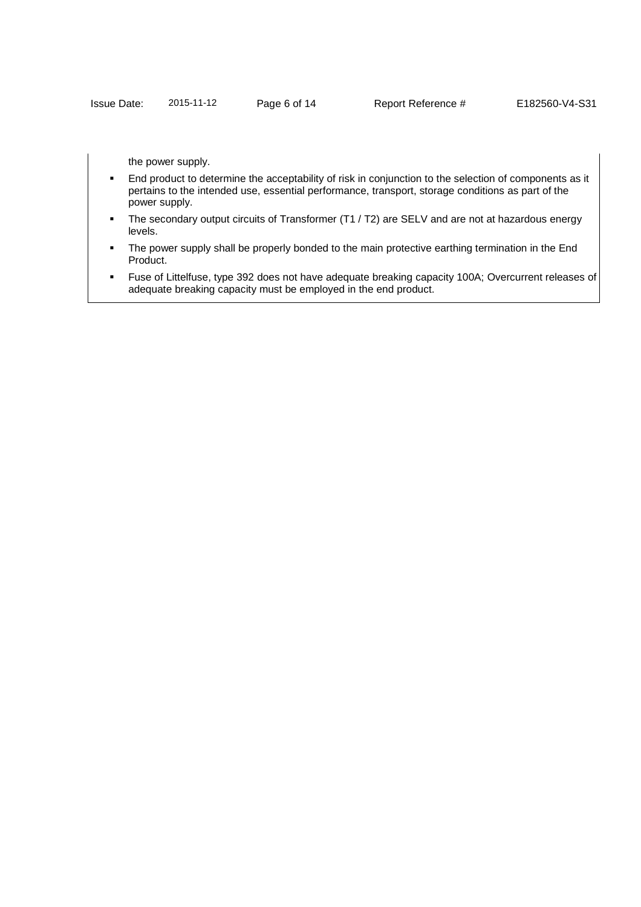the power supply.

- End product to determine the acceptability of risk in conjunction to the selection of components as it pertains to the intended use, essential performance, transport, storage conditions as part of the power supply.
- The secondary output circuits of Transformer (T1 / T2) are SELV and are not at hazardous energy levels.
- The power supply shall be properly bonded to the main protective earthing termination in the End Product.
- Fuse of Littelfuse, type 392 does not have adequate breaking capacity 100A; Overcurrent releases of adequate breaking capacity must be employed in the end product.